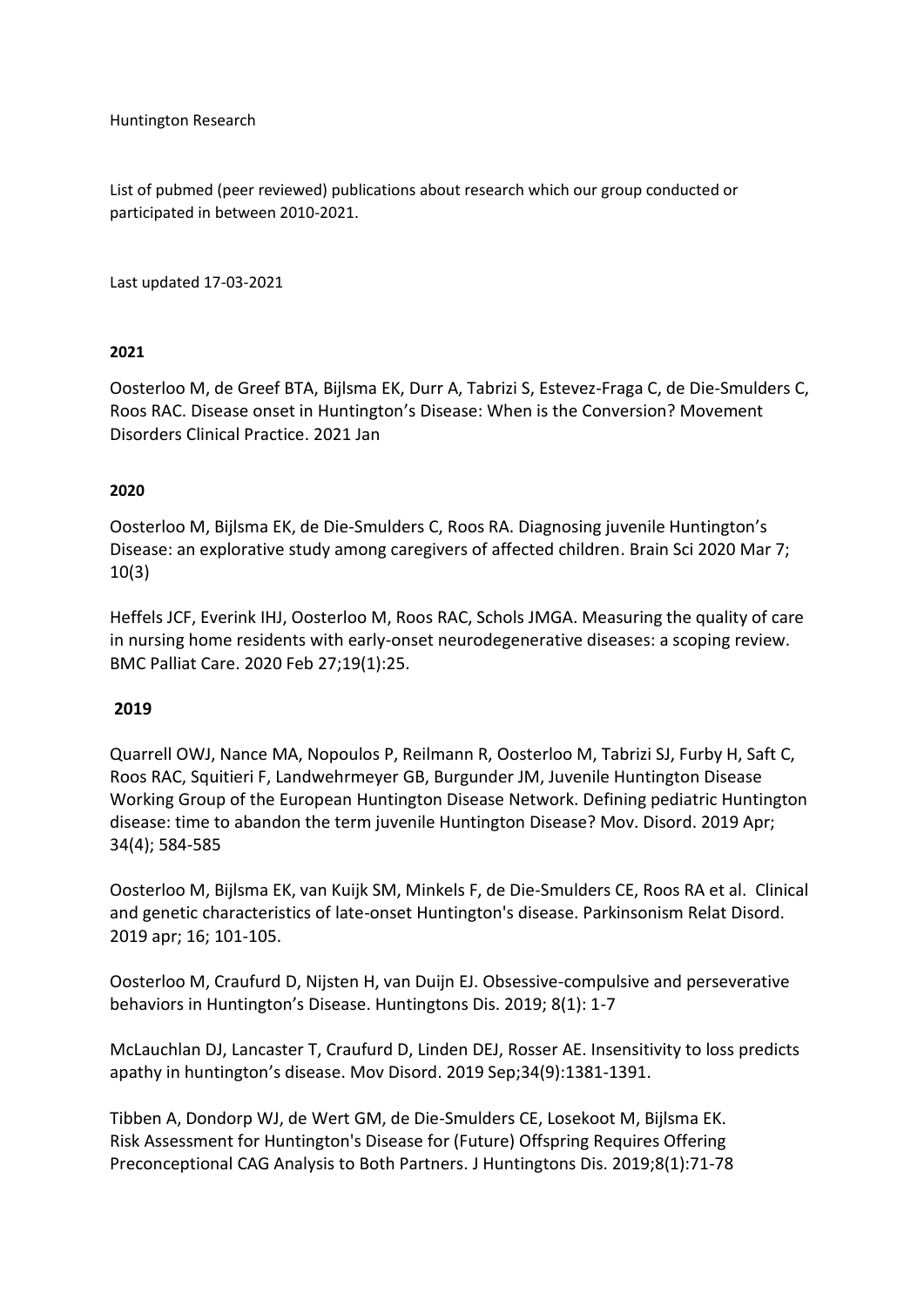Huntington Research

List of pubmed (peer reviewed) publications about research which our group conducted or participated in between 2010-2021.

Last updated 17-03-2021

**2021**

Oosterloo M, de Greef BTA, Bijlsma EK, Durr A, Tabrizi S, Estevez-Fraga C, de Die-Smulders C, Roos RAC. Disease onset in Huntington's Disease: When is the Conversion? Movement Disorders Clinical Practice. 2021 Jan

**2020**

Oosterloo M, Bijlsma EK, de Die-Smulders C, Roos RA. Diagnosing juvenile Huntington's Disease: an explorative study among caregivers of affected children. Brain Sci 2020 Mar 7; 10(3)

Heffels JCF, Everink IHJ, Oosterloo M, Roos RAC, Schols JMGA. Measuring the quality of care in nursing home residents with early-onset neurodegenerative diseases: a scoping review. BMC Palliat Care. 2020 Feb 27;19(1):25.

**2019**

Quarrell OWJ, Nance MA, Nopoulos P, Reilmann R, Oosterloo M, Tabrizi SJ, Furby H, Saft C, Roos RAC, Squitieri F, Landwehrmeyer GB, Burgunder JM, Juvenile Huntington Disease Working Group of the European Huntington Disease Network. Defining pediatric Huntington disease: time to abandon the term juvenile Huntington Disease? Mov. Disord. 2019 Apr; 34(4); 584-585

Oosterloo M, Bijlsma EK, van Kuijk SM, Minkels F, de Die-Smulders CE, Roos RA et al. Clinical and genetic characteristics of late-onset Huntington's disease. Parkinsonism Relat Disord. 2019 apr; 16; 101-105.

Oosterloo M, Craufurd D, Nijsten H, van Duijn EJ. Obsessive-compulsive and perseverative behaviors in Huntington's Disease. Huntingtons Dis. 2019; 8(1): 1-7

McLauchlan DJ, Lancaster T, Craufurd D, Linden DEJ, Rosser AE. Insensitivity to loss predicts apathy in huntington's disease. Mov Disord. 2019 Sep;34(9):1381-1391.

Tibben A, Dondorp WJ, de Wert GM, de Die-Smulders CE, Losekoot M, Bijlsma EK. Risk Assessment for Huntington's Disease for (Future) Offspring Requires Offering Preconceptional CAG Analysis to Both Partners. J Huntingtons Dis. 2019;8(1):71-78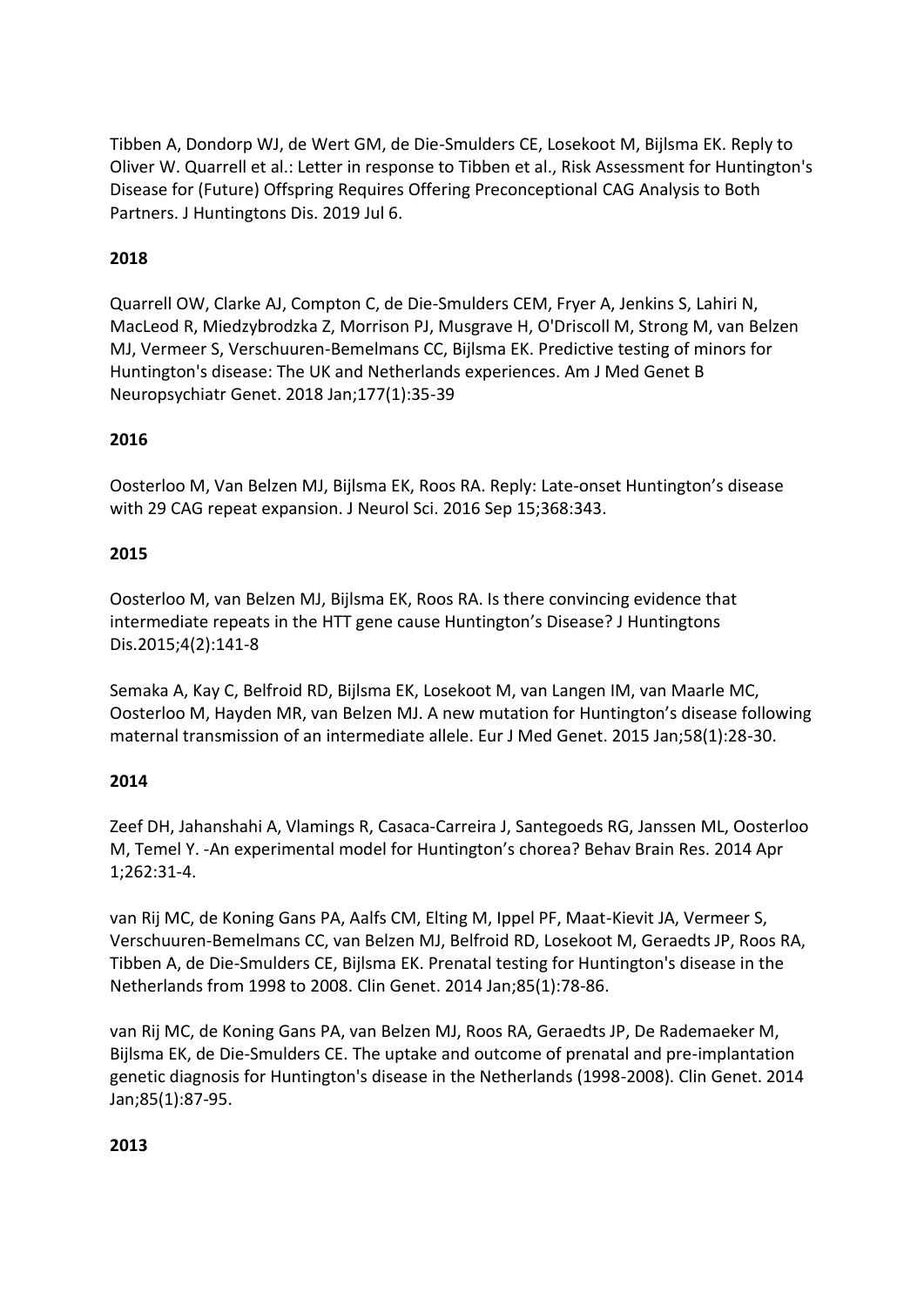Tibben A, Dondorp WJ, de Wert GM, de Die-Smulders CE, Losekoot M, Bijlsma EK. Reply to Oliver W. Quarrell et al.: Letter in response to Tibben et al., Risk Assessment for Huntington's Disease for (Future) Offspring Requires Offering Preconceptional CAG Analysis to Both Partners. J Huntingtons Dis. 2019 Jul 6.

**2018**

Quarrell OW, Clarke AJ, Compton C, de Die-Smulders CEM, Fryer A, Jenkins S, Lahiri N, MacLeod R, Miedzybrodzka Z, Morrison PJ, Musgrave H, O'Driscoll M, Strong M, van Belzen MJ, Vermeer S, Verschuuren-Bemelmans CC, Bijlsma EK. Predictive testing of minors for Huntington's disease: The UK and Netherlands experiences. Am J Med Genet B Neuropsychiatr Genet. 2018 Jan;177(1):35-39

**2016**

Oosterloo M, Van Belzen MJ, Bijlsma EK, Roos RA. Reply: Late-onset Huntington's disease with 29 CAG repeat expansion. J Neurol Sci. 2016 Sep 15;368:343.

**2015**

Oosterloo M, van Belzen MJ, Bijlsma EK, Roos RA. Is there convincing evidence that intermediate repeats in the HTT gene cause Huntington's Disease? J Huntingtons Dis.2015;4(2):141-8

Semaka A, Kay C, Belfroid RD, Bijlsma EK, Losekoot M, van Langen IM, van Maarle MC, Oosterloo M, Hayden MR, van Belzen MJ. A new mutation for Huntington's disease following maternal transmission of an intermediate allele. Eur J Med Genet. 2015 Jan;58(1):28-30.

**2014**

Zeef DH, Jahanshahi A, Vlamings R, Casaca-Carreira J, Santegoeds RG, Janssen ML, Oosterloo M, Temel Y. -An experimental model for Huntington's chorea? Behav Brain Res. 2014 Apr 1;262:31-4.

van Rij MC, de Koning Gans PA, Aalfs CM, Elting M, Ippel PF, Maat-Kievit JA, Vermeer S, Verschuuren-Bemelmans CC, van Belzen MJ, Belfroid RD, Losekoot M, Geraedts JP, Roos RA, Tibben A, de Die-Smulders CE, Bijlsma EK. Prenatal testing for Huntington's disease in the Netherlands from 1998 to 2008. Clin Genet. 2014 Jan;85(1):78-86.

van Rij MC, de Koning Gans PA, van Belzen MJ, Roos RA, Geraedts JP, De Rademaeker M, Bijlsma EK, de Die-Smulders CE. The uptake and outcome of prenatal and pre-implantation genetic diagnosis for Huntington's disease in the Netherlands (1998-2008). Clin Genet. 2014 Jan;85(1):87-95.

**2013**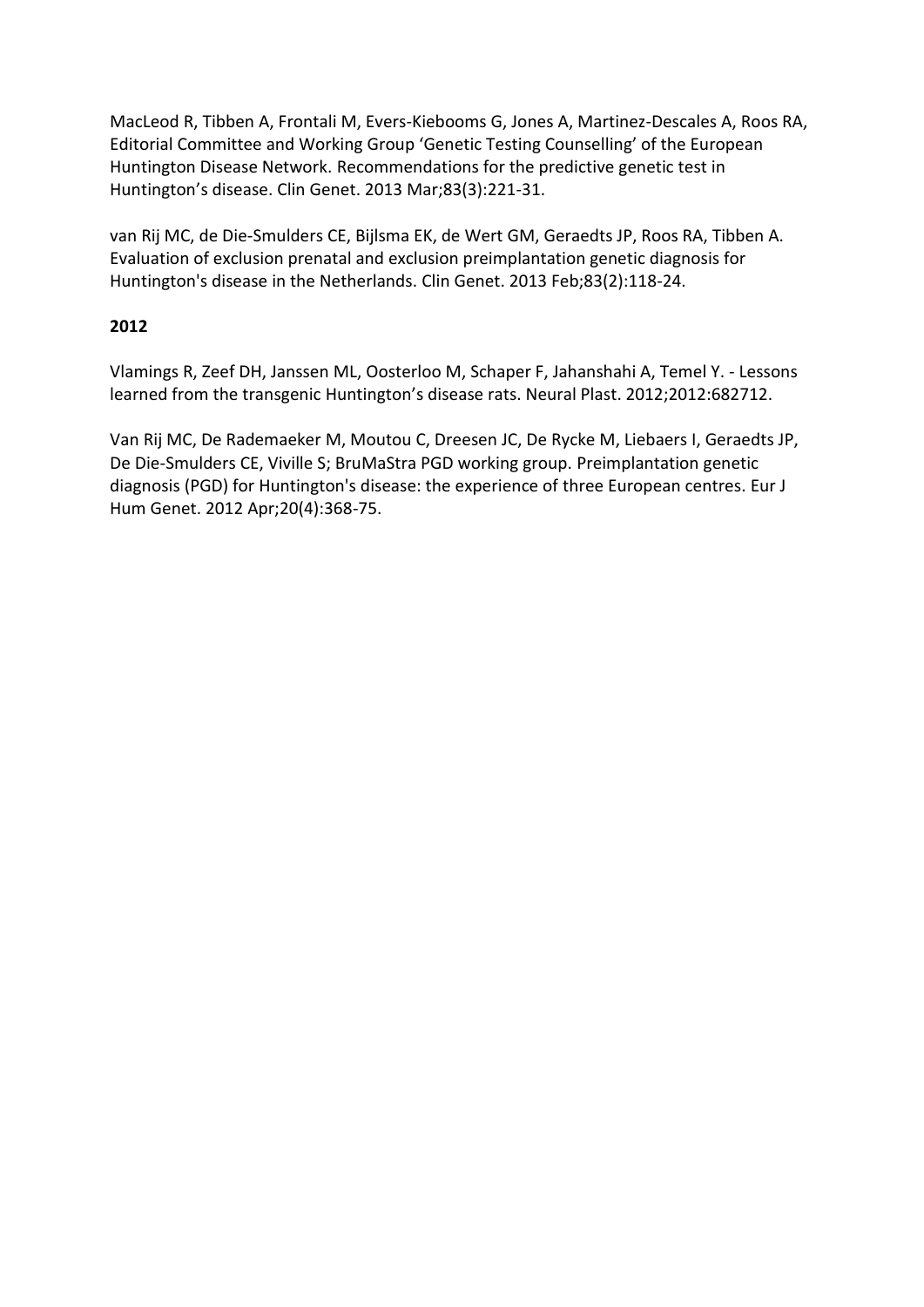MacLeod R, Tibben A, Frontali M, Evers-Kiebooms G, Jones A, Martinez-Descales A, Roos RA, Editorial Committee and Working Group 'Genetic Testing Counselling' of the European Huntington Disease Network. Recommendations for the predictive genetic test in Huntington's disease. Clin Genet. 2013 Mar;83(3):221-31.

van Rij MC, de Die-Smulders CE, Bijlsma EK, de Wert GM, Geraedts JP, Roos RA, Tibben A. Evaluation of exclusion prenatal and exclusion preimplantation genetic diagnosis for Huntington's disease in the Netherlands. Clin Genet. 2013 Feb;83(2):118-24.

**2012**

Vlamings R, Zeef DH, Janssen ML, Oosterloo M, Schaper F, Jahanshahi A, Temel Y. - Lessons learned from the transgenic Huntington's disease rats. Neural Plast. 2012;2012:682712.

Van Rij MC, De Rademaeker M, Moutou C, Dreesen JC, De Rycke M, Liebaers I, Geraedts JP, De Die-Smulders CE, Viville S; BruMaStra PGD working group. Preimplantation genetic diagnosis (PGD) for Huntington's disease: the experience of three European centres. Eur J Hum Genet. 2012 Apr;20(4):368-75.